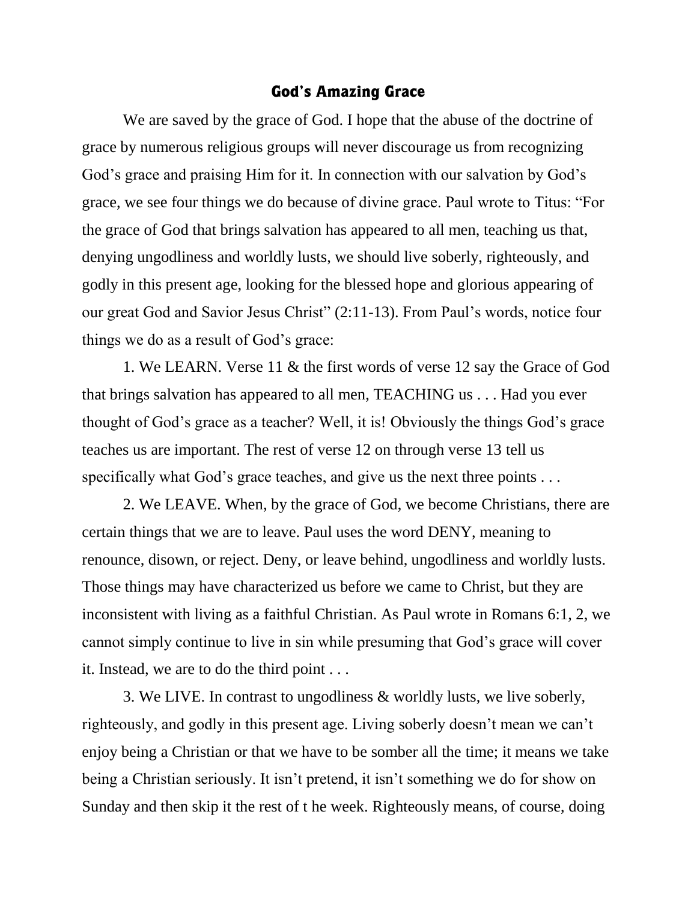## God's Amazing Grace

We are saved by the grace of God. I hope that the abuse of the doctrine of grace by numerous religious groups will never discourage us from recognizing God's grace and praising Him for it. In connection with our salvation by God's grace, we see four things we do because of divine grace. Paul wrote to Titus: "For the grace of God that brings salvation has appeared to all men, teaching us that, denying ungodliness and worldly lusts, we should live soberly, righteously, and godly in this present age, looking for the blessed hope and glorious appearing of our great God and Savior Jesus Christ" (2:11-13). From Paul's words, notice four things we do as a result of God's grace:

1. We LEARN. Verse 11 & the first words of verse 12 say the Grace of God that brings salvation has appeared to all men, TEACHING us . . . Had you ever thought of God's grace as a teacher? Well, it is! Obviously the things God's grace teaches us are important. The rest of verse 12 on through verse 13 tell us specifically what God's grace teaches, and give us the next three points . . .

2. We LEAVE. When, by the grace of God, we become Christians, there are certain things that we are to leave. Paul uses the word DENY, meaning to renounce, disown, or reject. Deny, or leave behind, ungodliness and worldly lusts. Those things may have characterized us before we came to Christ, but they are inconsistent with living as a faithful Christian. As Paul wrote in Romans 6:1, 2, we cannot simply continue to live in sin while presuming that God's grace will cover it. Instead, we are to do the third point . . .

3. We LIVE. In contrast to ungodliness & worldly lusts, we live soberly, righteously, and godly in this present age. Living soberly doesn't mean we can't enjoy being a Christian or that we have to be somber all the time; it means we take being a Christian seriously. It isn't pretend, it isn't something we do for show on Sunday and then skip it the rest of t he week. Righteously means, of course, doing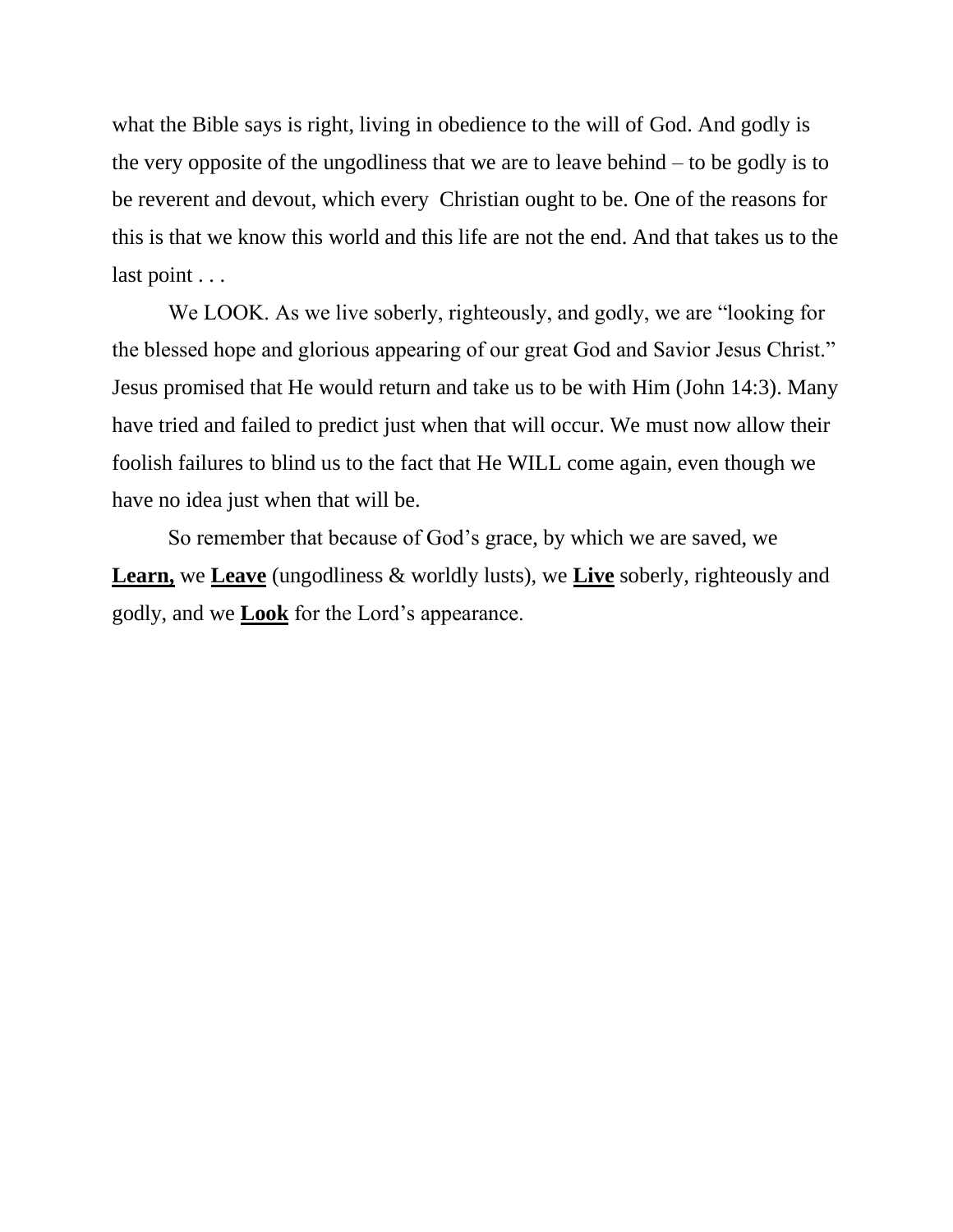what the Bible says is right, living in obedience to the will of God. And godly is the very opposite of the ungodliness that we are to leave behind – to be godly is to be reverent and devout, which every  Christian ought to be. One of the reasons for this is that we know this world and this life are not the end. And that takes us to the last point . . .

We LOOK. As we live soberly, righteously, and godly, we are "looking for the blessed hope and glorious appearing of our great God and Savior Jesus Christ." Jesus promised that He would return and take us to be with Him (John 14:3). Many have tried and failed to predict just when that will occur. We must now allow their foolish failures to blind us to the fact that He WILL come again, even though we have no idea just when that will be.

So remember that because of God's grace, by which we are saved, we <u>**Learn,**</u> we <u>**Leave**</u> (ungodliness & worldly lusts), we <u>**Live**</u> soberly, righteously and godly, and we <u>**Look**</u> for the Lord's appearance.